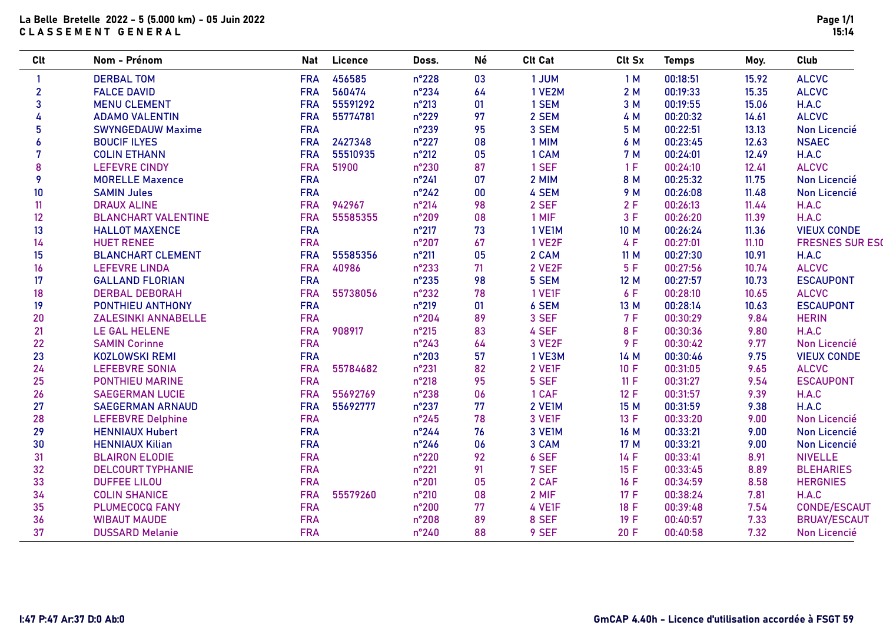**La Belle Bretelle 2022 - 5 (5.000 km) - 05 Juin 2022**

**C L A S S E M E N T   G E N E R A L**

| Clt | Nom - Prénom | Nat | Licence | Doss. | Né | Clt Cat | Clt Sx | Temps | Moy. | Club |
|---|---|---|---|---|---|---|---|---|---|---|
| 1 | DERBAL TOM | FRA | 456585 | n°228 | 03 | 1 JUM | 1 M | 00:18:51 | 15.92 | ALCVC |
| 2 | FALCE DAVID | FRA | 560474 | n°234 | 64 | 1 VE2M | 2 M | 00:19:33 | 15.35 | ALCVC |
| 3 | MENU CLEMENT | FRA | 55591292 | n°213 | 01 | 1 SEM | 3 M | 00:19:55 | 15.06 | H.A.C |
| 4 | ADAMO VALENTIN | FRA | 55774781 | n°229 | 97 | 2 SEM | 4 M | 00:20:32 | 14.61 | ALCVC |
| 5 | SWYNGEDAUW Maxime | FRA | | n°239 | 95 | 3 SEM | 5 M | 00:22:51 | 13.13 | Non Licencié |
| 6 | BOUCIF ILYES | FRA | 2427348 | n°227 | 08 | 1 MIM | 6 M | 00:23:45 | 12.63 | NSAEC |
| 7 | COLIN ETHANN | FRA | 55510935 | n°212 | 05 | 1 CAM | 7 M | 00:24:01 | 12.49 | H.A.C |
| 8 | LEFEVRE CINDY | FRA | 51900 | n°230 | 87 | 1 SEF | 1 F | 00:24:10 | 12.41 | ALCVC |
| 9 | MORELLE Maxence | FRA | | n°241 | 07 | 2 MIM | 8 M | 00:25:32 | 11.75 | Non Licencié |
| 10 | SAMIN Jules | FRA | | n°242 | 00 | 4 SEM | 9 M | 00:26:08 | 11.48 | Non Licencié |
| 11 | DRAUX ALINE | FRA | 942967 | n°214 | 98 | 2 SEF | 2 F | 00:26:13 | 11.44 | H.A.C |
| 12 | BLANCHART VALENTINE | FRA | 55585355 | n°209 | 08 | 1 MIF | 3 F | 00:26:20 | 11.39 | H.A.C |
| 13 | HALLOT MAXENCE | FRA | | n°217 | 73 | 1 VE1M | 10 M | 00:26:24 | 11.36 | VIEUX CONDE |
| 14 | HUET RENEE | FRA | | n°207 | 67 | 1 VE2F | 4 F | 00:27:01 | 11.10 | FRESNES SUR ESC |
| 15 | BLANCHART CLEMENT | FRA | 55585356 | n°211 | 05 | 2 CAM | 11 M | 00:27:30 | 10.91 | H.A.C |
| 16 | LEFEVRE LINDA | FRA | 40986 | n°233 | 71 | 2 VE2F | 5 F | 00:27:56 | 10.74 | ALCVC |
| 17 | GALLAND FLORIAN | FRA | | n°235 | 98 | 5 SEM | 12 M | 00:27:57 | 10.73 | ESCAUPONT |
| 18 | DERBAL DEBORAH | FRA | 55738056 | n°232 | 78 | 1 VE1F | 6 F | 00:28:10 | 10.65 | ALCVC |
| 19 | PONTHIEU ANTHONY | FRA | | n°219 | 01 | 6 SEM | 13 M | 00:28:14 | 10.63 | ESCAUPONT |
| 20 | ZALESINKI ANNABELLE | FRA | | n°204 | 89 | 3 SEF | 7 F | 00:30:29 | 9.84 | HERIN |
| 21 | LE GAL HELENE | FRA | 908917 | n°215 | 83 | 4 SEF | 8 F | 00:30:36 | 9.80 | H.A.C |
| 22 | SAMIN Corinne | FRA | | n°243 | 64 | 3 VE2F | 9 F | 00:30:42 | 9.77 | Non Licencié |
| 23 | KOZLOWSKI REMI | FRA | | n°203 | 57 | 1 VE3M | 14 M | 00:30:46 | 9.75 | VIEUX CONDE |
| 24 | LEFEBVRE SONIA | FRA | 55784682 | n°231 | 82 | 2 VE1F | 10 F | 00:31:05 | 9.65 | ALCVC |
| 25 | PONTHIEU MARINE | FRA | | n°218 | 95 | 5 SEF | 11 F | 00:31:27 | 9.54 | ESCAUPONT |
| 26 | SAEGERMAN LUCIE | FRA | 55692769 | n°238 | 06 | 1 CAF | 12 F | 00:31:57 | 9.39 | H.A.C |
| 27 | SAEGERMAN ARNAUD | FRA | 55692777 | n°237 | 77 | 2 VE1M | 15 M | 00:31:59 | 9.38 | H.A.C |
| 28 | LEFEBVRE Delphine | FRA | | n°245 | 78 | 3 VE1F | 13 F | 00:33:20 | 9.00 | Non Licencié |
| 29 | HENNIAUX Hubert | FRA | | n°244 | 76 | 3 VE1M | 16 M | 00:33:21 | 9.00 | Non Licencié |
| 30 | HENNIAUX Kilian | FRA | | n°246 | 06 | 3 CAM | 17 M | 00:33:21 | 9.00 | Non Licencié |
| 31 | BLAIRON ELODIE | FRA | | n°220 | 92 | 6 SEF | 14 F | 00:33:41 | 8.91 | NIVELLE |
| 32 | DELCOURT TYPHANIE | FRA | | n°221 | 91 | 7 SEF | 15 F | 00:33:45 | 8.89 | BLEHARIES |
| 33 | DUFFEE LILOU | FRA | | n°201 | 05 | 2 CAF | 16 F | 00:34:59 | 8.58 | HERGNIES |
| 34 | COLIN SHANICE | FRA | 55579260 | n°210 | 08 | 2 MIF | 17 F | 00:38:24 | 7.81 | H.A.C |
| 35 | PLUMECOCQ FANY | FRA | | n°200 | 77 | 4 VE1F | 18 F | 00:39:48 | 7.54 | CONDE/ESCAUT |
| 36 | WIBAUT MAUDE | FRA | | n°208 | 89 | 8 SEF | 19 F | 00:40:57 | 7.33 | BRUAY/ESCAUT |
| 37 | DUSSARD Melanie | FRA | | n°240 | 88 | 9 SEF | 20 F | 00:40:58 | 7.32 | Non Licencié |

I:47 P:47 Ar:37 D:0 Ab:0

GmCAP 4.40h - Licence d'utilisation accordée à FSGT 59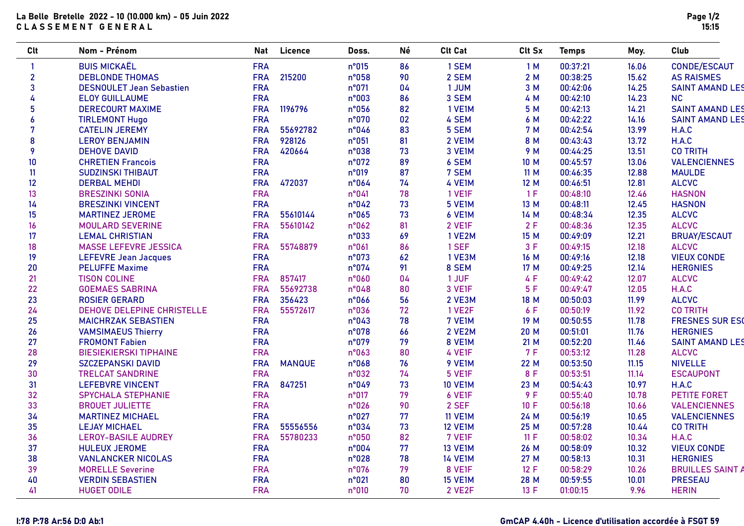**La Belle Bretelle 2022 - 10 (10.000 km) - 05 Juin 2022**
**C L A S S E M E N T G E N E R A L**

| Clt | Nom - Prénom | Nat | Licence | Doss. | Né | Clt Cat | Clt Sx | Temps | Moy. | Club |
|---|---|---|---|---|---|---|---|---|---|---|
| 1 | BUIS MICKAËL | FRA | | n°015 | 86 | 1 SEM | 1 M | 00:37:21 | 16.06 | CONDE/ESCAUT |
| 2 | DEBLONDE THOMAS | FRA | 215200 | n°058 | 90 | 2 SEM | 2 M | 00:38:25 | 15.62 | AS RAISMES |
| 3 | DESNOULET Jean Sebastien | FRA | | n°071 | 04 | 1 JUM | 3 M | 00:42:06 | 14.25 | SAINT AMAND LES |
| 4 | ELOY GUILLAUME | FRA | | n°003 | 86 | 3 SEM | 4 M | 00:42:10 | 14.23 | NC |
| 5 | DERECOURT MAXIME | FRA | 1196796 | n°056 | 82 | 1 VE1M | 5 M | 00:42:13 | 14.21 | SAINT AMAND LES |
| 6 | TIRLEMONT Hugo | FRA | | n°070 | 02 | 4 SEM | 6 M | 00:42:22 | 14.16 | SAINT AMAND LES |
| 7 | CATELIN JEREMY | FRA | 55692782 | n°046 | 83 | 5 SEM | 7 M | 00:42:54 | 13.99 | H.A.C |
| 8 | LEROY BENJAMIN | FRA | 928126 | n°051 | 81 | 2 VE1M | 8 M | 00:43:43 | 13.72 | H.A.C |
| 9 | DEHOVE DAVID | FRA | 420664 | n°038 | 73 | 3 VE1M | 9 M | 00:44:25 | 13.51 | CO TRITH |
| 10 | CHRETIEN Francois | FRA | | n°072 | 89 | 6 SEM | 10 M | 00:45:57 | 13.06 | VALENCIENNES |
| 11 | SUDZINSKI THIBAUT | FRA | | n°019 | 87 | 7 SEM | 11 M | 00:46:35 | 12.88 | MAULDE |
| 12 | DERBAL MEHDI | FRA | 472037 | n°064 | 74 | 4 VE1M | 12 M | 00:46:51 | 12.81 | ALCVC |
| 13 | BRESZINKI SONIA | FRA | | n°041 | 78 | 1 VE1F | 1 F | 00:48:10 | 12.46 | HASNON |
| 14 | BRESZINKI VINCENT | FRA | | n°042 | 73 | 5 VE1M | 13 M | 00:48:11 | 12.45 | HASNON |
| 15 | MARTINEZ JEROME | FRA | 55610144 | n°065 | 73 | 6 VE1M | 14 M | 00:48:34 | 12.35 | ALCVC |
| 16 | MOULARD SEVERINE | FRA | 55610142 | n°062 | 81 | 2 VE1F | 2 F | 00:48:36 | 12.35 | ALCVC |
| 17 | LEMAL CHRISTIAN | FRA | | n°033 | 69 | 1 VE2M | 15 M | 00:49:09 | 12.21 | BRUAY/ESCAUT |
| 18 | MASSE LEFEVRE JESSICA | FRA | 55748879 | n°061 | 86 | 1 SEF | 3 F | 00:49:15 | 12.18 | ALCVC |
| 19 | LEFEVRE Jean Jacques | FRA | | n°073 | 62 | 1 VE3M | 16 M | 00:49:16 | 12.18 | VIEUX CONDE |
| 20 | PELUFFE Maxime | FRA | | n°074 | 91 | 8 SEM | 17 M | 00:49:25 | 12.14 | HERGNIES |
| 21 | TISON COLINE | FRA | 857417 | n°060 | 04 | 1 JUF | 4 F | 00:49:42 | 12.07 | ALCVC |
| 22 | GOEMAES SABRINA | FRA | 55692738 | n°048 | 80 | 3 VE1F | 5 F | 00:49:47 | 12.05 | H.A.C |
| 23 | ROSIER GERARD | FRA | 356423 | n°066 | 56 | 2 VE3M | 18 M | 00:50:03 | 11.99 | ALCVC |
| 24 | DEHOVE DELEPINE CHRISTELLE | FRA | 55572617 | n°036 | 72 | 1 VE2F | 6 F | 00:50:19 | 11.92 | CO TRITH |
| 25 | MAICHRZAK SEBASTIEN | FRA | | n°043 | 78 | 7 VE1M | 19 M | 00:50:55 | 11.78 | FRESNES SUR ESC |
| 26 | VAMSIMAEUS Thierry | FRA | | n°078 | 66 | 2 VE2M | 20 M | 00:51:01 | 11.76 | HERGNIES |
| 27 | FROMONT Fabien | FRA | | n°079 | 79 | 8 VE1M | 21 M | 00:52:20 | 11.46 | SAINT AMAND LES |
| 28 | BIESIEKIERSKI TIPHAINE | FRA | | n°063 | 80 | 4 VE1F | 7 F | 00:53:12 | 11.28 | ALCVC |
| 29 | SZCZEPANSKI DAVID | FRA | MANQUE | n°068 | 76 | 9 VE1M | 22 M | 00:53:50 | 11.15 | NIVELLE |
| 30 | TRELCAT SANDRINE | FRA | | n°032 | 74 | 5 VE1F | 8 F | 00:53:51 | 11.14 | ESCAUPONT |
| 31 | LEFEBVRE VINCENT | FRA | 847251 | n°049 | 73 | 10 VE1M | 23 M | 00:54:43 | 10.97 | H.A.C |
| 32 | SPYCHALA STEPHANIE | FRA | | n°017 | 79 | 6 VE1F | 9 F | 00:55:40 | 10.78 | PETITE FORET |
| 33 | BROUET JULIETTE | FRA | | n°026 | 90 | 2 SEF | 10 F | 00:56:18 | 10.66 | VALENCIENNES |
| 34 | MARTINEZ MICHAEL | FRA | | n°027 | 77 | 11 VE1M | 24 M | 00:56:19 | 10.65 | VALENCIENNES |
| 35 | LEJAY MICHAEL | FRA | 55556556 | n°034 | 73 | 12 VE1M | 25 M | 00:57:28 | 10.44 | CO TRITH |
| 36 | LEROY-BASILE AUDREY | FRA | 55780233 | n°050 | 82 | 7 VE1F | 11 F | 00:58:02 | 10.34 | H.A.C |
| 37 | HULEUX JEROME | FRA | | n°004 | 77 | 13 VE1M | 26 M | 00:58:09 | 10.32 | VIEUX CONDE |
| 38 | VANLANCKER NICOLAS | FRA | | n°028 | 78 | 14 VE1M | 27 M | 00:58:13 | 10.31 | HERGNIES |
| 39 | MORELLE Severine | FRA | | n°076 | 79 | 8 VE1F | 12 F | 00:58:29 | 10.26 | BRUILLES SAINT A |
| 40 | VERDIN SEBASTIEN | FRA | | n°021 | 80 | 15 VE1M | 28 M | 00:59:55 | 10.01 | PRESEAU |
| 41 | HUGET ODILE | FRA | | n°010 | 70 | 2 VE2F | 13 F | 01:00:15 | 9.96 | HERIN |

I:78 P:78 Ar:56 D:0 Ab:1

GmCAP 4.40h - Licence d'utilisation accordée à FSGT 59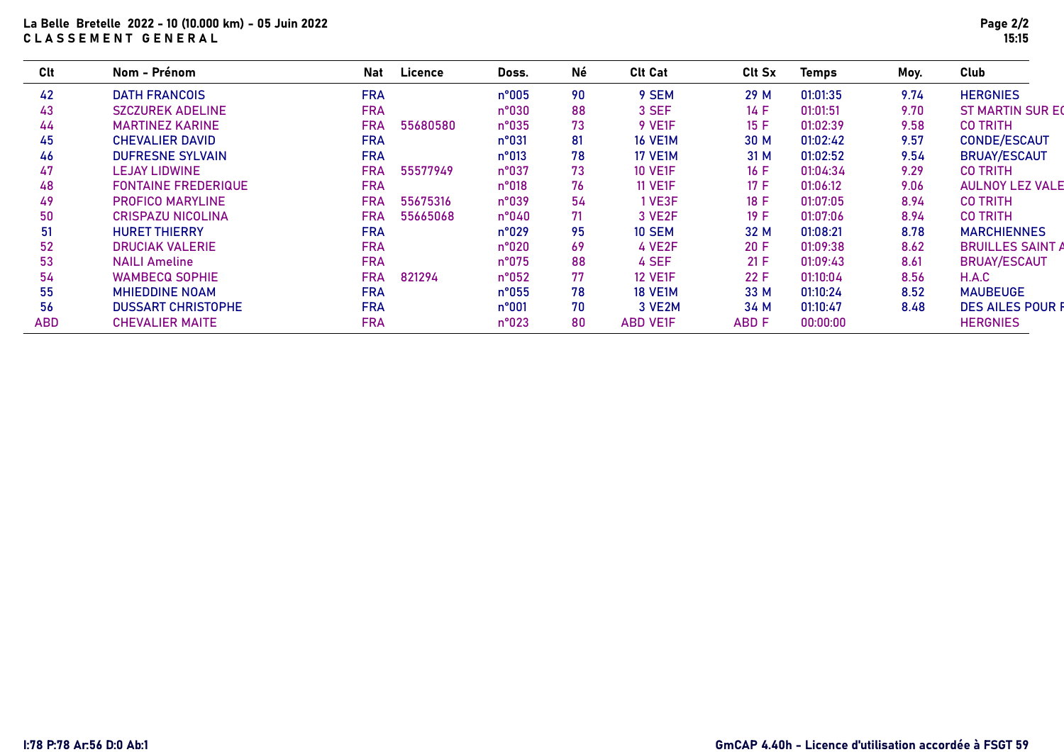La Belle Bretelle 2022 - 10 (10.000 km) - 05 Juin 2022
**C L A S S E M E N T G E N E R A L**

| Clt | Nom - Prénom | Nat | Licence | Doss. | Né | Clt Cat | Clt Sx | Temps | Moy. | Club |
|---|---|---|---|---|---|---|---|---|---|---|
| 42 | DATH FRANCOIS | FRA | | n°005 | 90 | 9 SEM | 29 M | 01:01:35 | 9.74 | HERGNIES |
| 43 | SZCZUREK ADELINE | FRA | | n°030 | 88 | 3 SEF | 14 F | 01:01:51 | 9.70 | ST MARTIN SUR EC |
| 44 | MARTINEZ KARINE | FRA | 55680580 | n°035 | 73 | 9 VE1F | 15 F | 01:02:39 | 9.58 | CO TRITH |
| 45 | CHEVALIER DAVID | FRA | | n°031 | 81 | 16 VE1M | 30 M | 01:02:42 | 9.57 | CONDE/ESCAUT |
| 46 | DUFRESNE SYLVAIN | FRA | | n°013 | 78 | 17 VE1M | 31 M | 01:02:52 | 9.54 | BRUAY/ESCAUT |
| 47 | LEJAY LIDWINE | FRA | 55577949 | n°037 | 73 | 10 VE1F | 16 F | 01:04:34 | 9.29 | CO TRITH |
| 48 | FONTAINE FREDERIQUE | FRA | | n°018 | 76 | 11 VE1F | 17 F | 01:06:12 | 9.06 | AULNOY LEZ VALE |
| 49 | PROFICO MARYLINE | FRA | 55675316 | n°039 | 54 | 1 VE3F | 18 F | 01:07:05 | 8.94 | CO TRITH |
| 50 | CRISPAZU NICOLINA | FRA | 55665068 | n°040 | 71 | 3 VE2F | 19 F | 01:07:06 | 8.94 | CO TRITH |
| 51 | HURET THIERRY | FRA | | n°029 | 95 | 10 SEM | 32 M | 01:08:21 | 8.78 | MARCHIENNES |
| 52 | DRUCIAK VALERIE | FRA | | n°020 | 69 | 4 VE2F | 20 F | 01:09:38 | 8.62 | BRUILLES SAINT A |
| 53 | NAILI Ameline | FRA | | n°075 | 88 | 4 SEF | 21 F | 01:09:43 | 8.61 | BRUAY/ESCAUT |
| 54 | WAMBECQ SOPHIE | FRA | 821294 | n°052 | 77 | 12 VE1F | 22 F | 01:10:04 | 8.56 | H.A.C |
| 55 | MHIEDDINE NOAM | FRA | | n°055 | 78 | 18 VE1M | 33 M | 01:10:24 | 8.52 | MAUBEUGE |
| 56 | DUSSART CHRISTOPHE | FRA | | n°001 | 70 | 3 VE2M | 34 M | 01:10:47 | 8.48 | DES AILES POUR F |
| ABD | CHEVALIER MAITE | FRA | | n°023 | 80 | ABD VE1F | ABD F | 00:00:00 | | HERGNIES |

I:78 P:78 Ar:56 D:0 Ab:1

GmCAP 4.40h - Licence d'utilisation accordée à FSGT 59